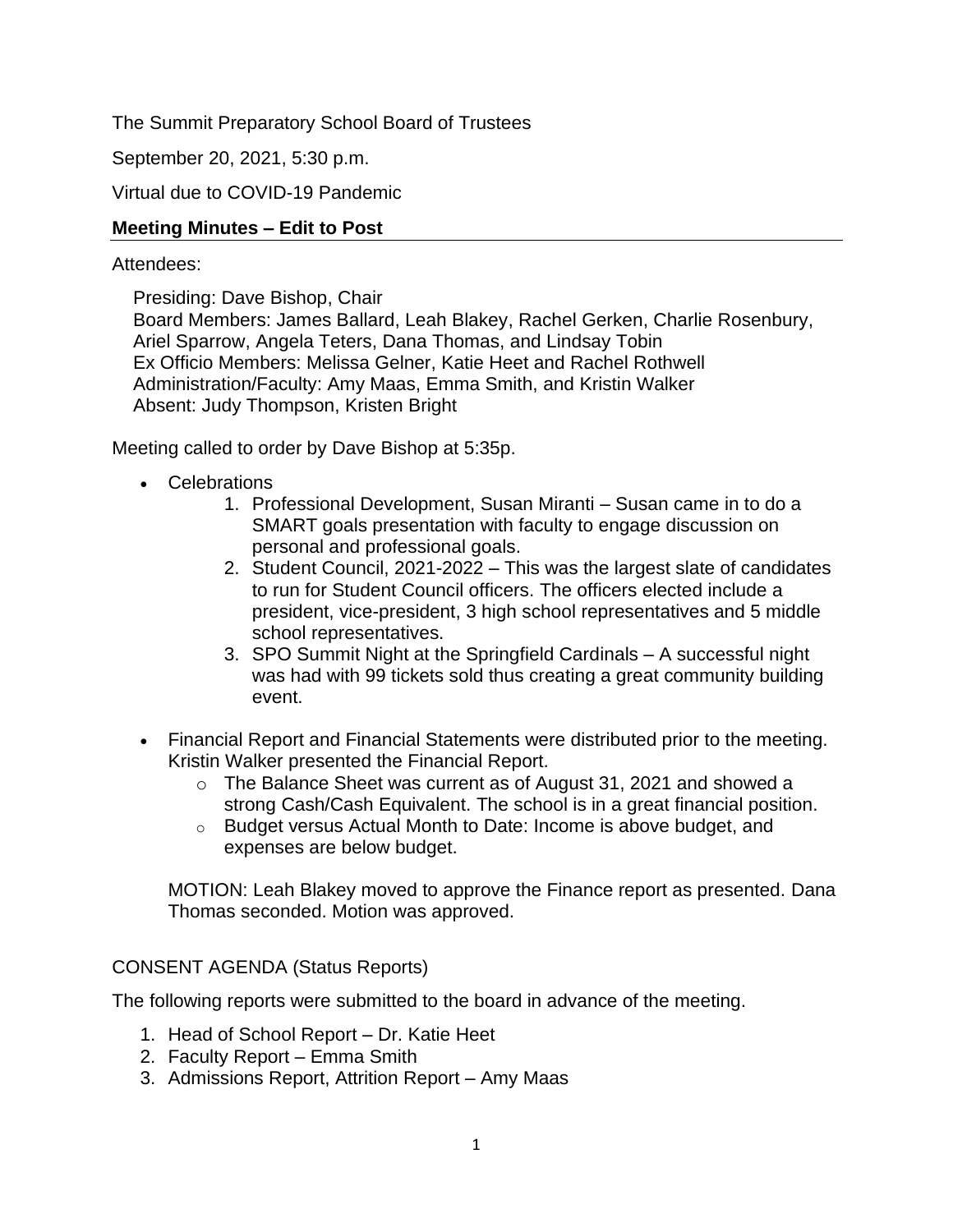The Summit Preparatory School Board of Trustees

September 20, 2021, 5:30 p.m.

Virtual due to COVID-19 Pandemic

**Meeting Minutes – Edit to Post**

Attendees:

Presiding: Dave Bishop, Chair
Board Members: James Ballard, Leah Blakey, Rachel Gerken, Charlie Rosenbury, Ariel Sparrow, Angela Teters, Dana Thomas, and Lindsay Tobin
Ex Officio Members: Melissa Gelner, Katie Heet and Rachel Rothwell
Administration/Faculty: Amy Maas, Emma Smith, and Kristin Walker
Absent: Judy Thompson, Kristen Bright

Meeting called to order by Dave Bishop at 5:35p.

- Celebrations
  1. Professional Development, Susan Miranti – Susan came in to do a SMART goals presentation with faculty to engage discussion on personal and professional goals.
  2. Student Council, 2021-2022 – This was the largest slate of candidates to run for Student Council officers. The officers elected include a president, vice-president, 3 high school representatives and 5 middle school representatives.
  3. SPO Summit Night at the Springfield Cardinals – A successful night was had with 99 tickets sold thus creating a great community building event.
- Financial Report and Financial Statements were distributed prior to the meeting. Kristin Walker presented the Financial Report.
  - The Balance Sheet was current as of August 31, 2021 and showed a strong Cash/Cash Equivalent. The school is in a great financial position.
  - Budget versus Actual Month to Date: Income is above budget, and expenses are below budget.

MOTION: Leah Blakey moved to approve the Finance report as presented. Dana Thomas seconded. Motion was approved.

CONSENT AGENDA (Status Reports)

The following reports were submitted to the board in advance of the meeting.

1. Head of School Report – Dr. Katie Heet
2. Faculty Report – Emma Smith
3. Admissions Report, Attrition Report – Amy Maas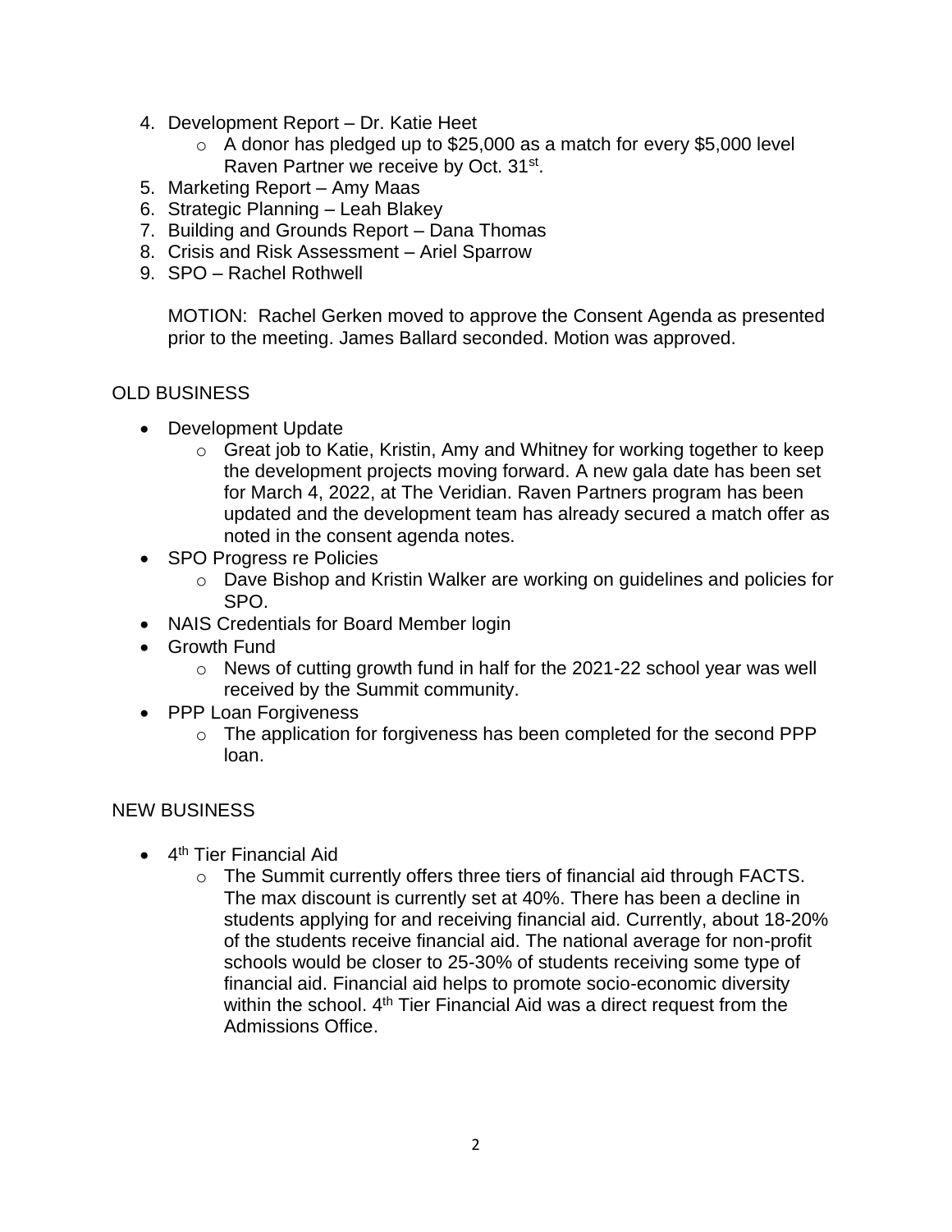4. Development Report – Dr. Katie Heet
    - A donor has pledged up to $25,000 as a match for every $5,000 level Raven Partner we receive by Oct. 31st.
5. Marketing Report – Amy Maas
6. Strategic Planning – Leah Blakey
7. Building and Grounds Report – Dana Thomas
8. Crisis and Risk Assessment – Ariel Sparrow
9. SPO – Rachel Rothwell

    MOTION: Rachel Gerken moved to approve the Consent Agenda as presented prior to the meeting. James Ballard seconded. Motion was approved.

OLD BUSINESS

- Development Update
    - Great job to Katie, Kristin, Amy and Whitney for working together to keep the development projects moving forward. A new gala date has been set for March 4, 2022, at The Veridian. Raven Partners program has been updated and the development team has already secured a match offer as noted in the consent agenda notes.
- SPO Progress re Policies
    - Dave Bishop and Kristin Walker are working on guidelines and policies for SPO.
- NAIS Credentials for Board Member login
- Growth Fund
    - News of cutting growth fund in half for the 2021-22 school year was well received by the Summit community.
- PPP Loan Forgiveness
    - The application for forgiveness has been completed for the second PPP loan.

NEW BUSINESS

- 4th Tier Financial Aid
    - The Summit currently offers three tiers of financial aid through FACTS. The max discount is currently set at 40%. There has been a decline in students applying for and receiving financial aid. Currently, about 18-20% of the students receive financial aid. The national average for non-profit schools would be closer to 25-30% of students receiving some type of financial aid. Financial aid helps to promote socio-economic diversity within the school. 4th Tier Financial Aid was a direct request from the Admissions Office.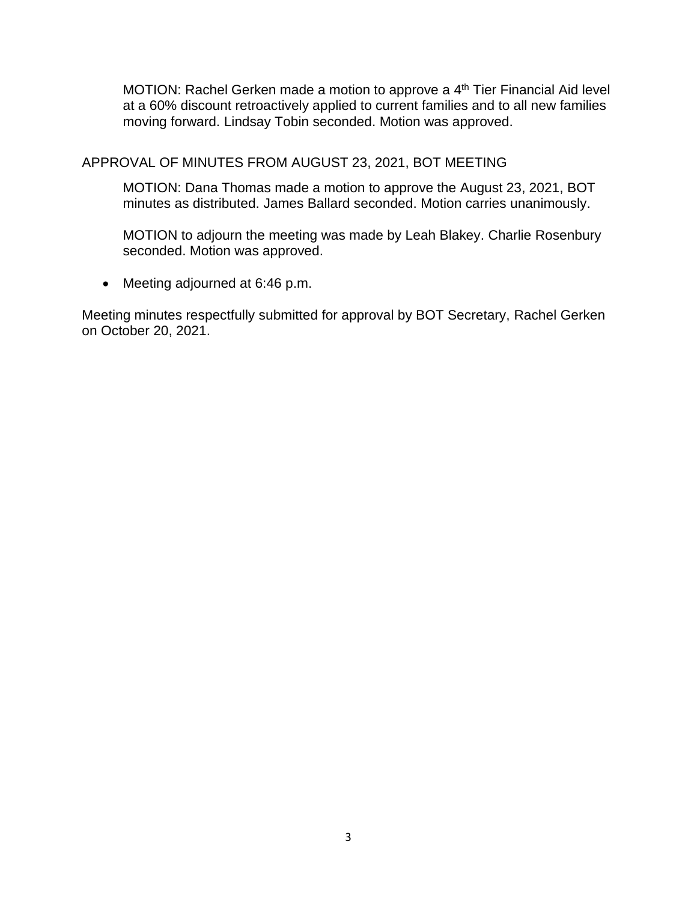MOTION: Rachel Gerken made a motion to approve a 4th Tier Financial Aid level at a 60% discount retroactively applied to current families and to all new families moving forward. Lindsay Tobin seconded. Motion was approved.

APPROVAL OF MINUTES FROM AUGUST 23, 2021, BOT MEETING

MOTION: Dana Thomas made a motion to approve the August 23, 2021, BOT minutes as distributed. James Ballard seconded. Motion carries unanimously.

MOTION to adjourn the meeting was made by Leah Blakey. Charlie Rosenbury seconded. Motion was approved.

- Meeting adjourned at 6:46 p.m.

Meeting minutes respectfully submitted for approval by BOT Secretary, Rachel Gerken on October 20, 2021.